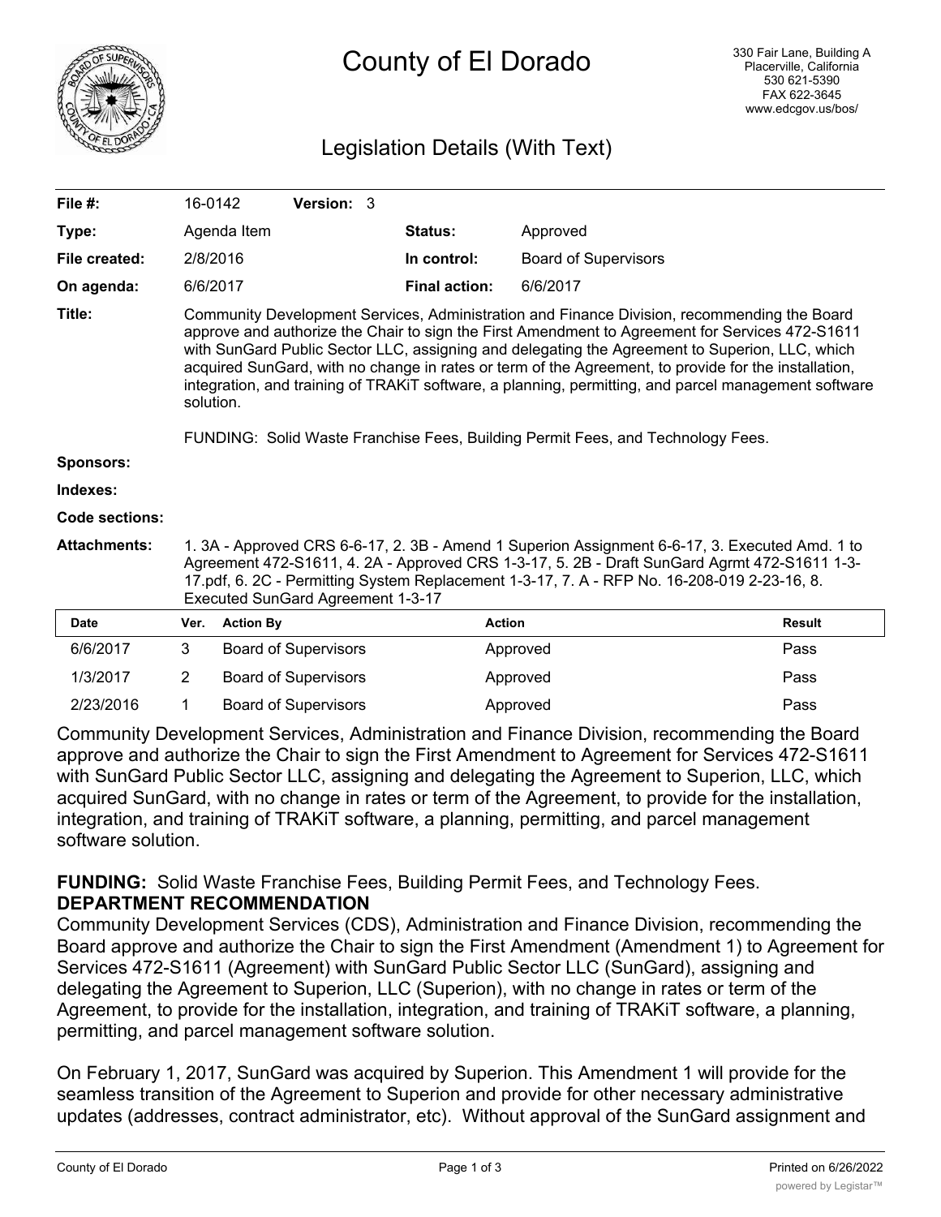# County of El Dorado

330 Fair Lane, Building A
Placerville, California
530 621-5390
FAX 622-3645
www.edcgov.us/bos/

## Legislation Details (With Text)

| | | | |
|---|---|---|---|
| **File #:** | 16-0142 **Version:** 3 | | |
| **Type:** | Agenda Item | **Status:** | Approved |
| **File created:** | 2/8/2016 | **In control:** | Board of Supervisors |
| **On agenda:** | 6/6/2017 | **Final action:** | 6/6/2017 |

**Title:** Community Development Services, Administration and Finance Division, recommending the Board approve and authorize the Chair to sign the First Amendment to Agreement for Services 472-S1611 with SunGard Public Sector LLC, assigning and delegating the Agreement to Superion, LLC, which acquired SunGard, with no change in rates or term of the Agreement, to provide for the installation, integration, and training of TRAKiT software, a planning, permitting, and parcel management software solution.

FUNDING: Solid Waste Franchise Fees, Building Permit Fees, and Technology Fees.

**Sponsors:**

**Indexes:**

**Code sections:**

**Attachments:** 1. 3A - Approved CRS 6-6-17, 2. 3B - Amend 1 Superion Assignment 6-6-17, 3. Executed Amd. 1 to Agreement 472-S1611, 4. 2A - Approved CRS 1-3-17, 5. 2B - Draft SunGard Agrmt 472-S1611 1-3-17.pdf, 6. 2C - Permitting System Replacement 1-3-17, 7. A - RFP No. 16-208-019 2-23-16, 8. Executed SunGard Agreement 1-3-17

| Date | Ver. | Action By | Action | Result |
|---|---|---|---|---|
| 6/6/2017 | 3 | Board of Supervisors | Approved | Pass |
| 1/3/2017 | 2 | Board of Supervisors | Approved | Pass |
| 2/23/2016 | 1 | Board of Supervisors | Approved | Pass |

Community Development Services, Administration and Finance Division, recommending the Board approve and authorize the Chair to sign the First Amendment to Agreement for Services 472-S1611 with SunGard Public Sector LLC, assigning and delegating the Agreement to Superion, LLC, which acquired SunGard, with no change in rates or term of the Agreement, to provide for the installation, integration, and training of TRAKiT software, a planning, permitting, and parcel management software solution.

**FUNDING:** Solid Waste Franchise Fees, Building Permit Fees, and Technology Fees.

**DEPARTMENT RECOMMENDATION**

Community Development Services (CDS), Administration and Finance Division, recommending the Board approve and authorize the Chair to sign the First Amendment (Amendment 1) to Agreement for Services 472-S1611 (Agreement) with SunGard Public Sector LLC (SunGard), assigning and delegating the Agreement to Superion, LLC (Superion), with no change in rates or term of the Agreement, to provide for the installation, integration, and training of TRAKiT software, a planning, permitting, and parcel management software solution.

On February 1, 2017, SunGard was acquired by Superion. This Amendment 1 will provide for the seamless transition of the Agreement to Superion and provide for other necessary administrative updates (addresses, contract administrator, etc). Without approval of the SunGard assignment and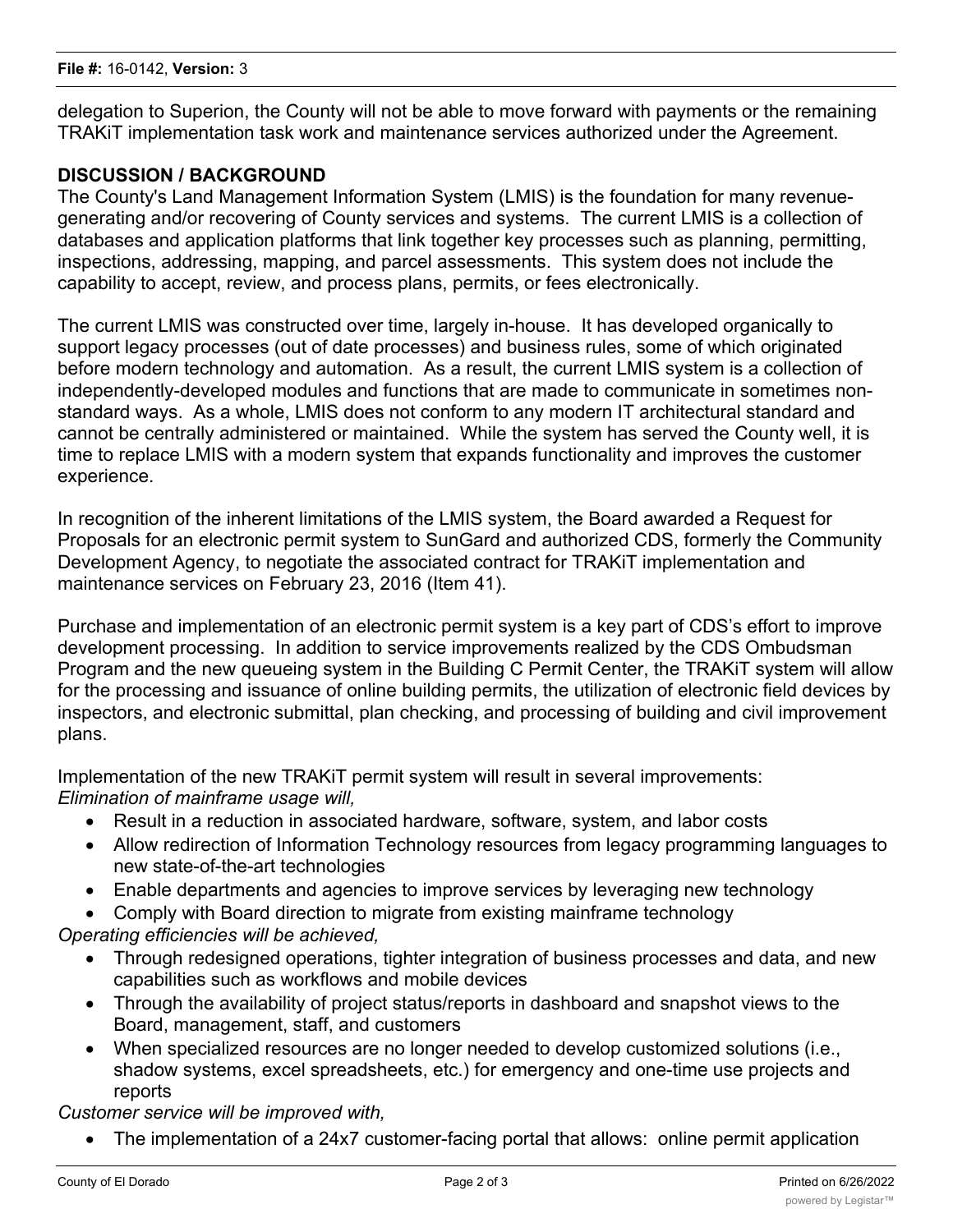delegation to Superion, the County will not be able to move forward with payments or the remaining TRAKiT implementation task work and maintenance services authorized under the Agreement.

## DISCUSSION / BACKGROUND

The County's Land Management Information System (LMIS) is the foundation for many revenue-generating and/or recovering of County services and systems. The current LMIS is a collection of databases and application platforms that link together key processes such as planning, permitting, inspections, addressing, mapping, and parcel assessments. This system does not include the capability to accept, review, and process plans, permits, or fees electronically.

The current LMIS was constructed over time, largely in-house. It has developed organically to support legacy processes (out of date processes) and business rules, some of which originated before modern technology and automation. As a result, the current LMIS system is a collection of independently-developed modules and functions that are made to communicate in sometimes non-standard ways. As a whole, LMIS does not conform to any modern IT architectural standard and cannot be centrally administered or maintained. While the system has served the County well, it is time to replace LMIS with a modern system that expands functionality and improves the customer experience.

In recognition of the inherent limitations of the LMIS system, the Board awarded a Request for Proposals for an electronic permit system to SunGard and authorized CDS, formerly the Community Development Agency, to negotiate the associated contract for TRAKiT implementation and maintenance services on February 23, 2016 (Item 41).

Purchase and implementation of an electronic permit system is a key part of CDS's effort to improve development processing. In addition to service improvements realized by the CDS Ombudsman Program and the new queueing system in the Building C Permit Center, the TRAKiT system will allow for the processing and issuance of online building permits, the utilization of electronic field devices by inspectors, and electronic submittal, plan checking, and processing of building and civil improvement plans.

Implementation of the new TRAKiT permit system will result in several improvements:

*Elimination of mainframe usage will,*

- Result in a reduction in associated hardware, software, system, and labor costs
- Allow redirection of Information Technology resources from legacy programming languages to new state-of-the-art technologies
- Enable departments and agencies to improve services by leveraging new technology
- Comply with Board direction to migrate from existing mainframe technology

*Operating efficiencies will be achieved,*

- Through redesigned operations, tighter integration of business processes and data, and new capabilities such as workflows and mobile devices
- Through the availability of project status/reports in dashboard and snapshot views to the Board, management, staff, and customers
- When specialized resources are no longer needed to develop customized solutions (i.e., shadow systems, excel spreadsheets, etc.) for emergency and one-time use projects and reports

*Customer service will be improved with,*

- The implementation of a 24x7 customer-facing portal that allows: online permit application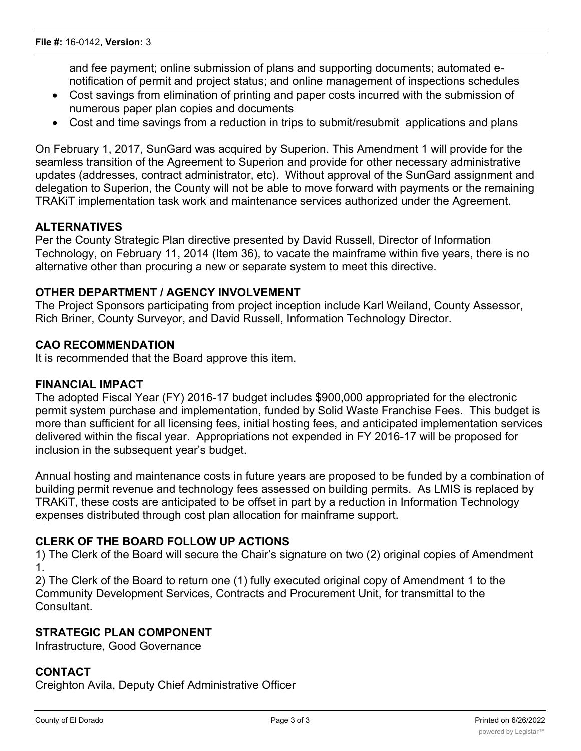and fee payment; online submission of plans and supporting documents; automated e-notification of permit and project status; and online management of inspections schedules

- Cost savings from elimination of printing and paper costs incurred with the submission of numerous paper plan copies and documents
- Cost and time savings from a reduction in trips to submit/resubmit applications and plans

On February 1, 2017, SunGard was acquired by Superion. This Amendment 1 will provide for the seamless transition of the Agreement to Superion and provide for other necessary administrative updates (addresses, contract administrator, etc). Without approval of the SunGard assignment and delegation to Superion, the County will not be able to move forward with payments or the remaining TRAKiT implementation task work and maintenance services authorized under the Agreement.

## ALTERNATIVES

Per the County Strategic Plan directive presented by David Russell, Director of Information Technology, on February 11, 2014 (Item 36), to vacate the mainframe within five years, there is no alternative other than procuring a new or separate system to meet this directive.

## OTHER DEPARTMENT / AGENCY INVOLVEMENT

The Project Sponsors participating from project inception include Karl Weiland, County Assessor, Rich Briner, County Surveyor, and David Russell, Information Technology Director.

## CAO RECOMMENDATION

It is recommended that the Board approve this item.

## FINANCIAL IMPACT

The adopted Fiscal Year (FY) 2016-17 budget includes $900,000 appropriated for the electronic permit system purchase and implementation, funded by Solid Waste Franchise Fees. This budget is more than sufficient for all licensing fees, initial hosting fees, and anticipated implementation services delivered within the fiscal year. Appropriations not expended in FY 2016-17 will be proposed for inclusion in the subsequent year's budget.

Annual hosting and maintenance costs in future years are proposed to be funded by a combination of building permit revenue and technology fees assessed on building permits. As LMIS is replaced by TRAKiT, these costs are anticipated to be offset in part by a reduction in Information Technology expenses distributed through cost plan allocation for mainframe support.

## CLERK OF THE BOARD FOLLOW UP ACTIONS

1) The Clerk of the Board will secure the Chair's signature on two (2) original copies of Amendment 1.

2) The Clerk of the Board to return one (1) fully executed original copy of Amendment 1 to the Community Development Services, Contracts and Procurement Unit, for transmittal to the Consultant.

## STRATEGIC PLAN COMPONENT

Infrastructure, Good Governance

## CONTACT

Creighton Avila, Deputy Chief Administrative Officer